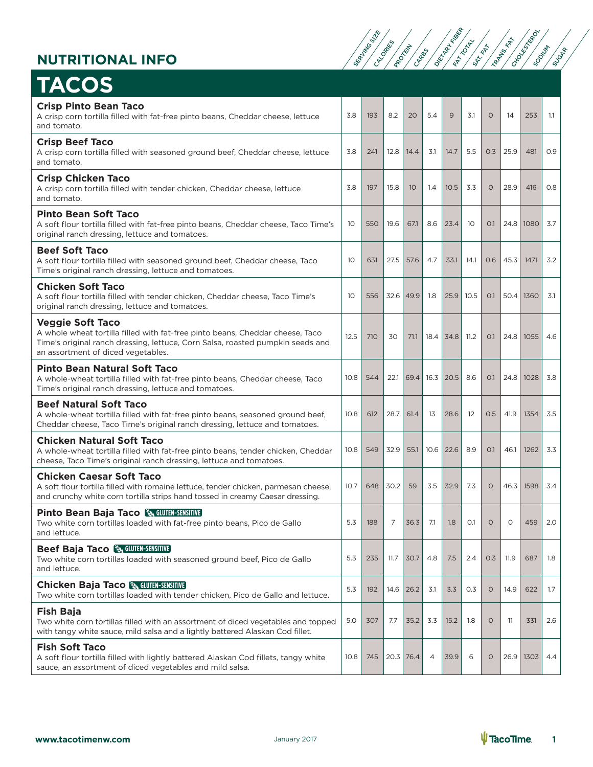## NUTRITIONAL INFO

# TACOS

| Item | Serving Size | Calories | Protein | Carbs | Dietary Fiber | Fat Total | Sat. Fat | Trans. Fat | Cholesterol | Sodium | Sugar |
|---|---|---|---|---|---|---|---|---|---|---|---|
| **Crisp Pinto Bean Taco**<br>A crisp corn tortilla filled with fat-free pinto beans, Cheddar cheese, lettuce and tomato. | 3.8 | 193 | 8.2 | 20 | 5.4 | 9 | 3.1 | 0 | 14 | 253 | 1.1 |
| **Crisp Beef Taco**<br>A crisp corn tortilla filled with seasoned ground beef, Cheddar cheese, lettuce and tomato. | 3.8 | 241 | 12.8 | 14.4 | 3.1 | 14.7 | 5.5 | 0.3 | 25.9 | 481 | 0.9 |
| **Crisp Chicken Taco**<br>A crisp corn tortilla filled with tender chicken, Cheddar cheese, lettuce and tomato. | 3.8 | 197 | 15.8 | 10 | 1.4 | 10.5 | 3.3 | 0 | 28.9 | 416 | 0.8 |
| **Pinto Bean Soft Taco**<br>A soft flour tortilla filled with fat-free pinto beans, Cheddar cheese, Taco Time's original ranch dressing, lettuce and tomatoes. | 10 | 550 | 19.6 | 67.1 | 8.6 | 23.4 | 10 | 0.1 | 24.8 | 1080 | 3.7 |
| **Beef Soft Taco**<br>A soft flour tortilla filled with seasoned ground beef, Cheddar cheese, Taco Time's original ranch dressing, lettuce and tomatoes. | 10 | 631 | 27.5 | 57.6 | 4.7 | 33.1 | 14.1 | 0.6 | 45.3 | 1471 | 3.2 |
| **Chicken Soft Taco**<br>A soft flour tortilla filled with tender chicken, Cheddar cheese, Taco Time's original ranch dressing, lettuce and tomatoes. | 10 | 556 | 32.6 | 49.9 | 1.8 | 25.9 | 10.5 | 0.1 | 50.4 | 1360 | 3.1 |
| **Veggie Soft Taco**<br>A whole wheat tortilla filled with fat-free pinto beans, Cheddar cheese, Taco Time's original ranch dressing, lettuce, Corn Salsa, roasted pumpkin seeds and an assortment of diced vegetables. | 12.5 | 710 | 30 | 71.1 | 18.4 | 34.8 | 11.2 | 0.1 | 24.8 | 1055 | 4.6 |
| **Pinto Bean Natural Soft Taco**<br>A whole-wheat tortilla filled with fat-free pinto beans, Cheddar cheese, Taco Time's original ranch dressing, lettuce and tomatoes. | 10.8 | 544 | 22.1 | 69.4 | 16.3 | 20.5 | 8.6 | 0.1 | 24.8 | 1028 | 3.8 |
| **Beef Natural Soft Taco**<br>A whole-wheat tortilla filled with fat-free pinto beans, seasoned ground beef, Cheddar cheese, Taco Time's original ranch dressing, lettuce and tomatoes. | 10.8 | 612 | 28.7 | 61.4 | 13 | 28.6 | 12 | 0.5 | 41.9 | 1354 | 3.5 |
| **Chicken Natural Soft Taco**<br>A whole-wheat tortilla filled with fat-free pinto beans, tender chicken, Cheddar cheese, Taco Time's original ranch dressing, lettuce and tomatoes. | 10.8 | 549 | 32.9 | 55.1 | 10.6 | 22.6 | 8.9 | 0.1 | 46.1 | 1262 | 3.3 |
| **Chicken Caesar Soft Taco**<br>A soft flour tortilla filled with romaine lettuce, tender chicken, parmesan cheese, and crunchy white corn tortilla strips hand tossed in creamy Caesar dressing. | 10.7 | 648 | 30.2 | 59 | 3.5 | 32.9 | 7.3 | 0 | 46.3 | 1598 | 3.4 |
| **Pinto Bean Baja Taco** GLUTEN-SENSITIVE<br>Two white corn tortillas loaded with fat-free pinto beans, Pico de Gallo and lettuce. | 5.3 | 188 | 7 | 36.3 | 7.1 | 1.8 | 0.1 | 0 | 0 | 459 | 2.0 |
| **Beef Baja Taco** GLUTEN-SENSITIVE<br>Two white corn tortillas loaded with seasoned ground beef, Pico de Gallo and lettuce. | 5.3 | 235 | 11.7 | 30.7 | 4.8 | 7.5 | 2.4 | 0.3 | 11.9 | 687 | 1.8 |
| **Chicken Baja Taco** GLUTEN-SENSITIVE<br>Two white corn tortillas loaded with tender chicken, Pico de Gallo and lettuce. | 5.3 | 192 | 14.6 | 26.2 | 3.1 | 3.3 | 0.3 | 0 | 14.9 | 622 | 1.7 |
| **Fish Baja**<br>Two white corn tortillas filled with an assortment of diced vegetables and topped with tangy white sauce, mild salsa and a lightly battered Alaskan Cod fillet. | 5.0 | 307 | 7.7 | 35.2 | 3.3 | 15.2 | 1.8 | 0 | 11 | 331 | 2.6 |
| **Fish Soft Taco**<br>A soft flour tortilla filled with lightly battered Alaskan Cod fillets, tangy white sauce, an assortment of diced vegetables and mild salsa. | 10.8 | 745 | 20.3 | 76.4 | 4 | 39.9 | 6 | 0 | 26.9 | 1303 | 4.4 |

www.tacotimenw.com January 2017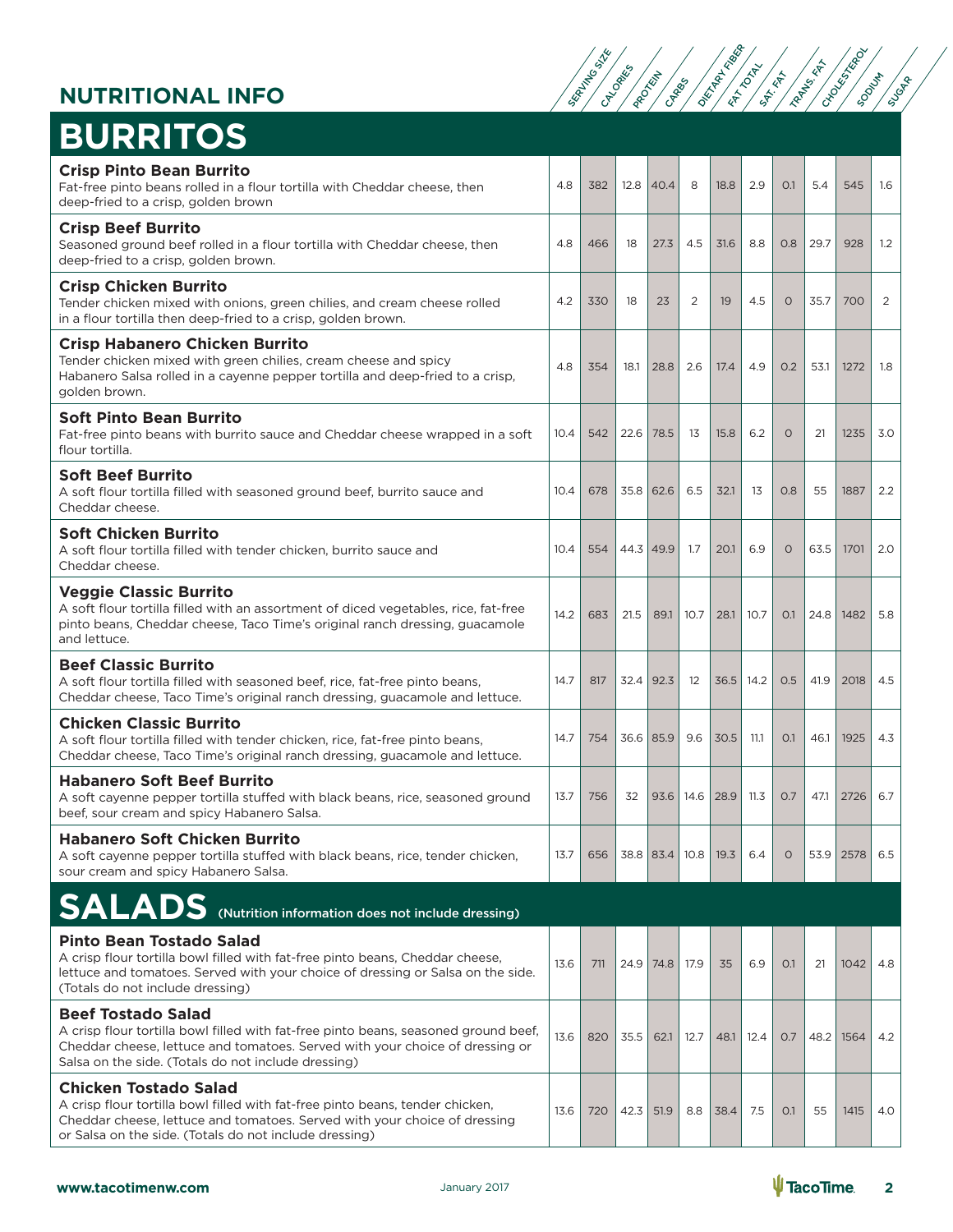## NUTRITIONAL INFO

# BURRITOS

| Item | Serving Size | Calories | Protein | Carbs | Dietary Fiber | Fat Total | Sat. Fat | Trans. Fat | Cholesterol | Sodium | Sugar |
|---|---|---|---|---|---|---|---|---|---|---|---|
| **Crisp Pinto Bean Burrito** Fat-free pinto beans rolled in a flour tortilla with Cheddar cheese, then deep-fried to a crisp, golden brown | 4.8 | 382 | 12.8 | 40.4 | 8 | 18.8 | 2.9 | 0.1 | 5.4 | 545 | 1.6 |
| **Crisp Beef Burrito** Seasoned ground beef rolled in a flour tortilla with Cheddar cheese, then deep-fried to a crisp, golden brown. | 4.8 | 466 | 18 | 27.3 | 4.5 | 31.6 | 8.8 | 0.8 | 29.7 | 928 | 1.2 |
| **Crisp Chicken Burrito** Tender chicken mixed with onions, green chilies, and cream cheese rolled in a flour tortilla then deep-fried to a crisp, golden brown. | 4.2 | 330 | 18 | 23 | 2 | 19 | 4.5 | 0 | 35.7 | 700 | 2 |
| **Crisp Habanero Chicken Burrito** Tender chicken mixed with green chilies, cream cheese and spicy Habanero Salsa rolled in a cayenne pepper tortilla and deep-fried to a crisp, golden brown. | 4.8 | 354 | 18.1 | 28.8 | 2.6 | 17.4 | 4.9 | 0.2 | 53.1 | 1272 | 1.8 |
| **Soft Pinto Bean Burrito** Fat-free pinto beans with burrito sauce and Cheddar cheese wrapped in a soft flour tortilla. | 10.4 | 542 | 22.6 | 78.5 | 13 | 15.8 | 6.2 | 0 | 21 | 1235 | 3.0 |
| **Soft Beef Burrito** A soft flour tortilla filled with seasoned ground beef, burrito sauce and Cheddar cheese. | 10.4 | 678 | 35.8 | 62.6 | 6.5 | 32.1 | 13 | 0.8 | 55 | 1887 | 2.2 |
| **Soft Chicken Burrito** A soft flour tortilla filled with tender chicken, burrito sauce and Cheddar cheese. | 10.4 | 554 | 44.3 | 49.9 | 1.7 | 20.1 | 6.9 | 0 | 63.5 | 1701 | 2.0 |
| **Veggie Classic Burrito** A soft flour tortilla filled with an assortment of diced vegetables, rice, fat-free pinto beans, Cheddar cheese, Taco Time's original ranch dressing, guacamole and lettuce. | 14.2 | 683 | 21.5 | 89.1 | 10.7 | 28.1 | 10.7 | 0.1 | 24.8 | 1482 | 5.8 |
| **Beef Classic Burrito** A soft flour tortilla filled with seasoned beef, rice, fat-free pinto beans, Cheddar cheese, Taco Time's original ranch dressing, guacamole and lettuce. | 14.7 | 817 | 32.4 | 92.3 | 12 | 36.5 | 14.2 | 0.5 | 41.9 | 2018 | 4.5 |
| **Chicken Classic Burrito** A soft flour tortilla filled with tender chicken, rice, fat-free pinto beans, Cheddar cheese, Taco Time's original ranch dressing, guacamole and lettuce. | 14.7 | 754 | 36.6 | 85.9 | 9.6 | 30.5 | 11.1 | 0.1 | 46.1 | 1925 | 4.3 |
| **Habanero Soft Beef Burrito** A soft cayenne pepper tortilla stuffed with black beans, rice, seasoned ground beef, sour cream and spicy Habanero Salsa. | 13.7 | 756 | 32 | 93.6 | 14.6 | 28.9 | 11.3 | 0.7 | 47.1 | 2726 | 6.7 |
| **Habanero Soft Chicken Burrito** A soft cayenne pepper tortilla stuffed with black beans, rice, tender chicken, sour cream and spicy Habanero Salsa. | 13.7 | 656 | 38.8 | 83.4 | 10.8 | 19.3 | 6.4 | 0 | 53.9 | 2578 | 6.5 |

# SALADS (Nutrition information does not include dressing)

| Item | Serving Size | Calories | Protein | Carbs | Dietary Fiber | Fat Total | Sat. Fat | Trans. Fat | Cholesterol | Sodium | Sugar |
|---|---|---|---|---|---|---|---|---|---|---|---|
| **Pinto Bean Tostado Salad** A crisp flour tortilla bowl filled with fat-free pinto beans, Cheddar cheese, lettuce and tomatoes. Served with your choice of dressing or Salsa on the side. (Totals do not include dressing) | 13.6 | 711 | 24.9 | 74.8 | 17.9 | 35 | 6.9 | 0.1 | 21 | 1042 | 4.8 |
| **Beef Tostado Salad** A crisp flour tortilla bowl filled with fat-free pinto beans, seasoned ground beef, Cheddar cheese, lettuce and tomatoes. Served with your choice of dressing or Salsa on the side. (Totals do not include dressing) | 13.6 | 820 | 35.5 | 62.1 | 12.7 | 48.1 | 12.4 | 0.7 | 48.2 | 1564 | 4.2 |
| **Chicken Tostado Salad** A crisp flour tortilla bowl filled with fat-free pinto beans, tender chicken, Cheddar cheese, lettuce and tomatoes. Served with your choice of dressing or Salsa on the side. (Totals do not include dressing) | 13.6 | 720 | 42.3 | 51.9 | 8.8 | 38.4 | 7.5 | 0.1 | 55 | 1415 | 4.0 |

www.tacotimenw.com January 2017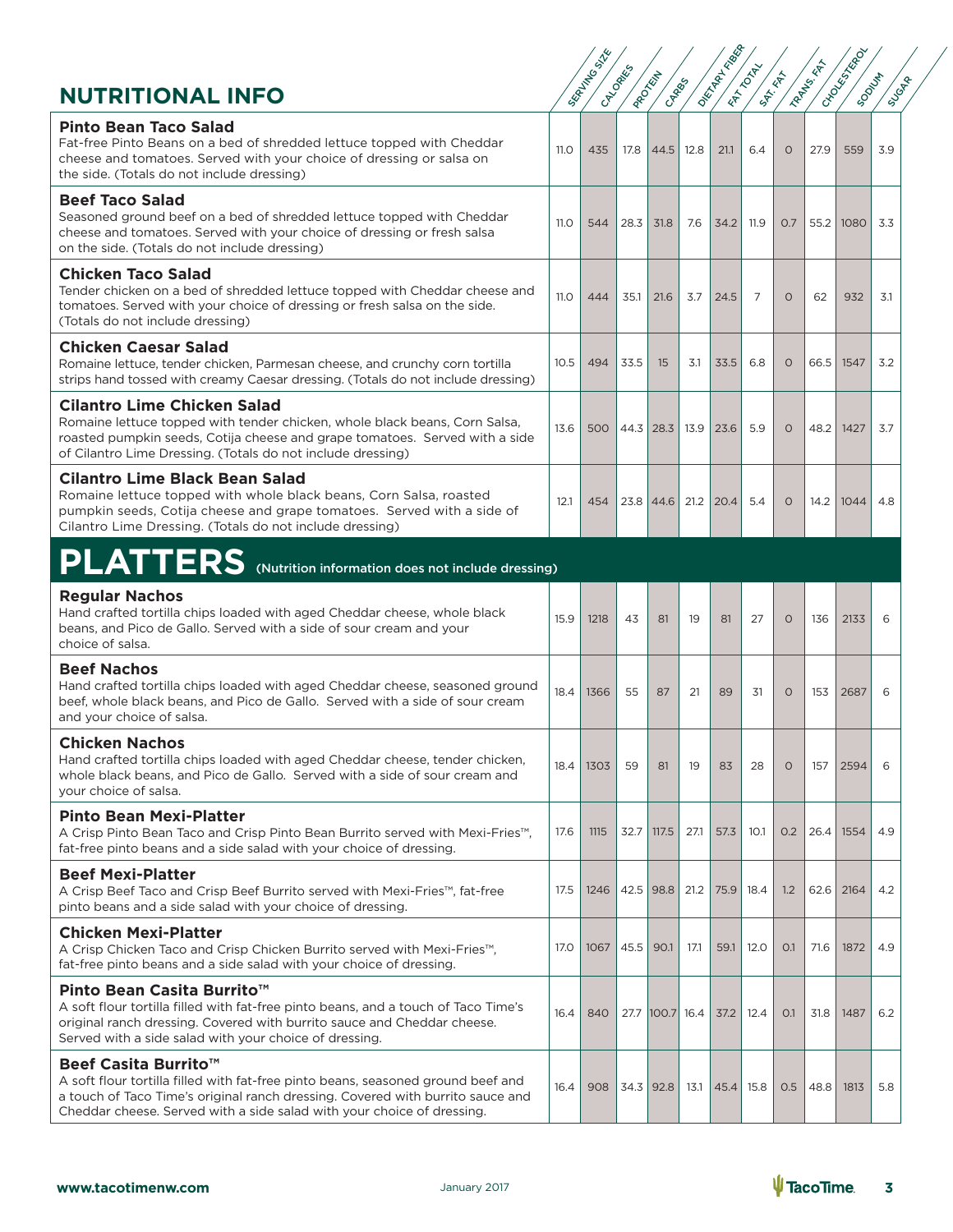## NUTRITIONAL INFO

| Item | Serving Size | Calories | Protein | Carbs | Dietary Fiber | Fat Total | Sat. Fat | Trans. Fat | Cholesterol | Sodium | Sugar |
|---|---|---|---|---|---|---|---|---|---|---|---|
| **Pinto Bean Taco Salad**<br>Fat-free Pinto Beans on a bed of shredded lettuce topped with Cheddar cheese and tomatoes. Served with your choice of dressing or salsa on the side. (Totals do not include dressing) | 11.0 | 435 | 17.8 | 44.5 | 12.8 | 21.1 | 6.4 | 0 | 27.9 | 559 | 3.9 |
| **Beef Taco Salad**<br>Seasoned ground beef on a bed of shredded lettuce topped with Cheddar cheese and tomatoes. Served with your choice of dressing or fresh salsa on the side. (Totals do not include dressing) | 11.0 | 544 | 28.3 | 31.8 | 7.6 | 34.2 | 11.9 | 0.7 | 55.2 | 1080 | 3.3 |
| **Chicken Taco Salad**<br>Tender chicken on a bed of shredded lettuce topped with Cheddar cheese and tomatoes. Served with your choice of dressing or fresh salsa on the side. (Totals do not include dressing) | 11.0 | 444 | 35.1 | 21.6 | 3.7 | 24.5 | 7 | 0 | 62 | 932 | 3.1 |
| **Chicken Caesar Salad**<br>Romaine lettuce, tender chicken, Parmesan cheese, and crunchy corn tortilla strips hand tossed with creamy Caesar dressing. (Totals do not include dressing) | 10.5 | 494 | 33.5 | 15 | 3.1 | 33.5 | 6.8 | 0 | 66.5 | 1547 | 3.2 |
| **Cilantro Lime Chicken Salad**<br>Romaine lettuce topped with tender chicken, whole black beans, Corn Salsa, roasted pumpkin seeds, Cotija cheese and grape tomatoes. Served with a side of Cilantro Lime Dressing. (Totals do not include dressing) | 13.6 | 500 | 44.3 | 28.3 | 13.9 | 23.6 | 5.9 | 0 | 48.2 | 1427 | 3.7 |
| **Cilantro Lime Black Bean Salad**<br>Romaine lettuce topped with whole black beans, Corn Salsa, roasted pumpkin seeds, Cotija cheese and grape tomatoes. Served with a side of Cilantro Lime Dressing. (Totals do not include dressing) | 12.1 | 454 | 23.8 | 44.6 | 21.2 | 20.4 | 5.4 | 0 | 14.2 | 1044 | 4.8 |

## PLATTERS (Nutrition information does not include dressing)

| Item | Serving Size | Calories | Protein | Carbs | Dietary Fiber | Fat Total | Sat. Fat | Trans. Fat | Cholesterol | Sodium | Sugar |
|---|---|---|---|---|---|---|---|---|---|---|---|
| **Regular Nachos**<br>Hand crafted tortilla chips loaded with aged Cheddar cheese, whole black beans, and Pico de Gallo. Served with a side of sour cream and your choice of salsa. | 15.9 | 1218 | 43 | 81 | 19 | 81 | 27 | 0 | 136 | 2133 | 6 |
| **Beef Nachos**<br>Hand crafted tortilla chips loaded with aged Cheddar cheese, seasoned ground beef, whole black beans, and Pico de Gallo. Served with a side of sour cream and your choice of salsa. | 18.4 | 1366 | 55 | 87 | 21 | 89 | 31 | 0 | 153 | 2687 | 6 |
| **Chicken Nachos**<br>Hand crafted tortilla chips loaded with aged Cheddar cheese, tender chicken, whole black beans, and Pico de Gallo. Served with a side of sour cream and your choice of salsa. | 18.4 | 1303 | 59 | 81 | 19 | 83 | 28 | 0 | 157 | 2594 | 6 |
| **Pinto Bean Mexi-Platter**<br>A Crisp Pinto Bean Taco and Crisp Pinto Bean Burrito served with Mexi-Fries™, fat-free pinto beans and a side salad with your choice of dressing. | 17.6 | 1115 | 32.7 | 117.5 | 27.1 | 57.3 | 10.1 | 0.2 | 26.4 | 1554 | 4.9 |
| **Beef Mexi-Platter**<br>A Crisp Beef Taco and Crisp Beef Burrito served with Mexi-Fries™, fat-free pinto beans and a side salad with your choice of dressing. | 17.5 | 1246 | 42.5 | 98.8 | 21.2 | 75.9 | 18.4 | 1.2 | 62.6 | 2164 | 4.2 |
| **Chicken Mexi-Platter**<br>A Crisp Chicken Taco and Crisp Chicken Burrito served with Mexi-Fries™, fat-free pinto beans and a side salad with your choice of dressing. | 17.0 | 1067 | 45.5 | 90.1 | 17.1 | 59.1 | 12.0 | 0.1 | 71.6 | 1872 | 4.9 |
| **Pinto Bean Casita Burrito™**<br>A soft flour tortilla filled with fat-free pinto beans, and a touch of Taco Time's original ranch dressing. Covered with burrito sauce and Cheddar cheese. Served with a side salad with your choice of dressing. | 16.4 | 840 | 27.7 | 100.7 | 16.4 | 37.2 | 12.4 | 0.1 | 31.8 | 1487 | 6.2 |
| **Beef Casita Burrito™**<br>A soft flour tortilla filled with fat-free pinto beans, seasoned ground beef and a touch of Taco Time's original ranch dressing. Covered with burrito sauce and Cheddar cheese. Served with a side salad with your choice of dressing. | 16.4 | 908 | 34.3 | 92.8 | 13.1 | 45.4 | 15.8 | 0.5 | 48.8 | 1813 | 5.8 |

www.tacotimenw.com January 2017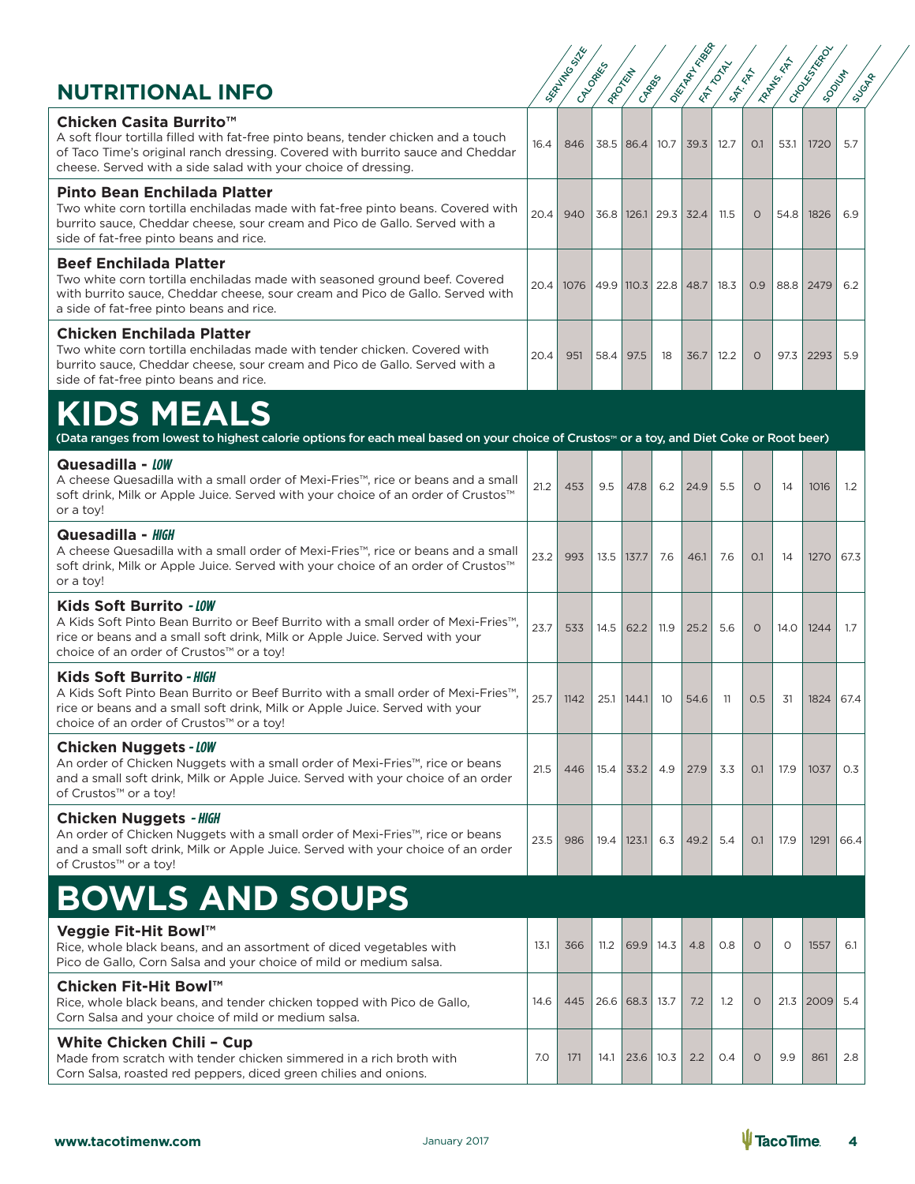## NUTRITIONAL INFO

| Item | Serving Size | Calories | Protein | Carbs | Dietary Fiber | Fat Total | Sat. Fat | Trans. Fat | Cholesterol | Sodium | Sugar |
|---|---|---|---|---|---|---|---|---|---|---|---|
| **Chicken Casita Burrito™**<br>A soft flour tortilla filled with fat-free pinto beans, tender chicken and a touch of Taco Time's original ranch dressing. Covered with burrito sauce and Cheddar cheese. Served with a side salad with your choice of dressing. | 16.4 | 846 | 38.5 | 86.4 | 10.7 | 39.3 | 12.7 | 0.1 | 53.1 | 1720 | 5.7 |
| **Pinto Bean Enchilada Platter**<br>Two white corn tortilla enchiladas made with fat-free pinto beans. Covered with burrito sauce, Cheddar cheese, sour cream and Pico de Gallo. Served with a side of fat-free pinto beans and rice. | 20.4 | 940 | 36.8 | 126.1 | 29.3 | 32.4 | 11.5 | 0 | 54.8 | 1826 | 6.9 |
| **Beef Enchilada Platter**<br>Two white corn tortilla enchiladas made with seasoned ground beef. Covered with burrito sauce, Cheddar cheese, sour cream and Pico de Gallo. Served with a side of fat-free pinto beans and rice. | 20.4 | 1076 | 49.9 | 110.3 | 22.8 | 48.7 | 18.3 | 0.9 | 88.8 | 2479 | 6.2 |
| **Chicken Enchilada Platter**<br>Two white corn tortilla enchiladas made with tender chicken. Covered with burrito sauce, Cheddar cheese, sour cream and Pico de Gallo. Served with a side of fat-free pinto beans and rice. | 20.4 | 951 | 58.4 | 97.5 | 18 | 36.7 | 12.2 | 0 | 97.3 | 2293 | 5.9 |

# KIDS MEALS

(Data ranges from lowest to highest calorie options for each meal based on your choice of Crustos™ or a toy, and Diet Coke or Root beer)

| Item | Serving Size | Calories | Protein | Carbs | Dietary Fiber | Fat Total | Sat. Fat | Trans. Fat | Cholesterol | Sodium | Sugar |
|---|---|---|---|---|---|---|---|---|---|---|---|
| **Quesadilla - *LOW***<br>A cheese Quesadilla with a small order of Mexi-Fries™, rice or beans and a small soft drink, Milk or Apple Juice. Served with your choice of an order of Crustos™ or a toy! | 21.2 | 453 | 9.5 | 47.8 | 6.2 | 24.9 | 5.5 | 0 | 14 | 1016 | 1.2 |
| **Quesadilla - *HIGH***<br>A cheese Quesadilla with a small order of Mexi-Fries™, rice or beans and a small soft drink, Milk or Apple Juice. Served with your choice of an order of Crustos™ or a toy! | 23.2 | 993 | 13.5 | 137.7 | 7.6 | 46.1 | 7.6 | 0.1 | 14 | 1270 | 67.3 |
| **Kids Soft Burrito - *LOW***<br>A Kids Soft Pinto Bean Burrito or Beef Burrito with a small order of Mexi-Fries™, rice or beans and a small soft drink, Milk or Apple Juice. Served with your choice of an order of Crustos™ or a toy! | 23.7 | 533 | 14.5 | 62.2 | 11.9 | 25.2 | 5.6 | 0 | 14.0 | 1244 | 1.7 |
| **Kids Soft Burrito - *HIGH***<br>A Kids Soft Pinto Bean Burrito or Beef Burrito with a small order of Mexi-Fries™, rice or beans and a small soft drink, Milk or Apple Juice. Served with your choice of an order of Crustos™ or a toy! | 25.7 | 1142 | 25.1 | 144.1 | 10 | 54.6 | 11 | 0.5 | 31 | 1824 | 67.4 |
| **Chicken Nuggets - *LOW***<br>An order of Chicken Nuggets with a small order of Mexi-Fries™, rice or beans and a small soft drink, Milk or Apple Juice. Served with your choice of an order of Crustos™ or a toy! | 21.5 | 446 | 15.4 | 33.2 | 4.9 | 27.9 | 3.3 | 0.1 | 17.9 | 1037 | 0.3 |
| **Chicken Nuggets - *HIGH***<br>An order of Chicken Nuggets with a small order of Mexi-Fries™, rice or beans and a small soft drink, Milk or Apple Juice. Served with your choice of an order of Crustos™ or a toy! | 23.5 | 986 | 19.4 | 123.1 | 6.3 | 49.2 | 5.4 | 0.1 | 17.9 | 1291 | 66.4 |

# BOWLS AND SOUPS

| Item | Serving Size | Calories | Protein | Carbs | Dietary Fiber | Fat Total | Sat. Fat | Trans. Fat | Cholesterol | Sodium | Sugar |
|---|---|---|---|---|---|---|---|---|---|---|---|
| **Veggie Fit-Hit Bowl™**<br>Rice, whole black beans, and an assortment of diced vegetables with Pico de Gallo, Corn Salsa and your choice of mild or medium salsa. | 13.1 | 366 | 11.2 | 69.9 | 14.3 | 4.8 | 0.8 | 0 | 0 | 1557 | 6.1 |
| **Chicken Fit-Hit Bowl™**<br>Rice, whole black beans, and tender chicken topped with Pico de Gallo, Corn Salsa and your choice of mild or medium salsa. | 14.6 | 445 | 26.6 | 68.3 | 13.7 | 7.2 | 1.2 | 0 | 21.3 | 2009 | 5.4 |
| **White Chicken Chili – Cup**<br>Made from scratch with tender chicken simmered in a rich broth with Corn Salsa, roasted red peppers, diced green chilies and onions. | 7.0 | 171 | 14.1 | 23.6 | 10.3 | 2.2 | 0.4 | 0 | 9.9 | 861 | 2.8 |

www.tacotimenw.com January 2017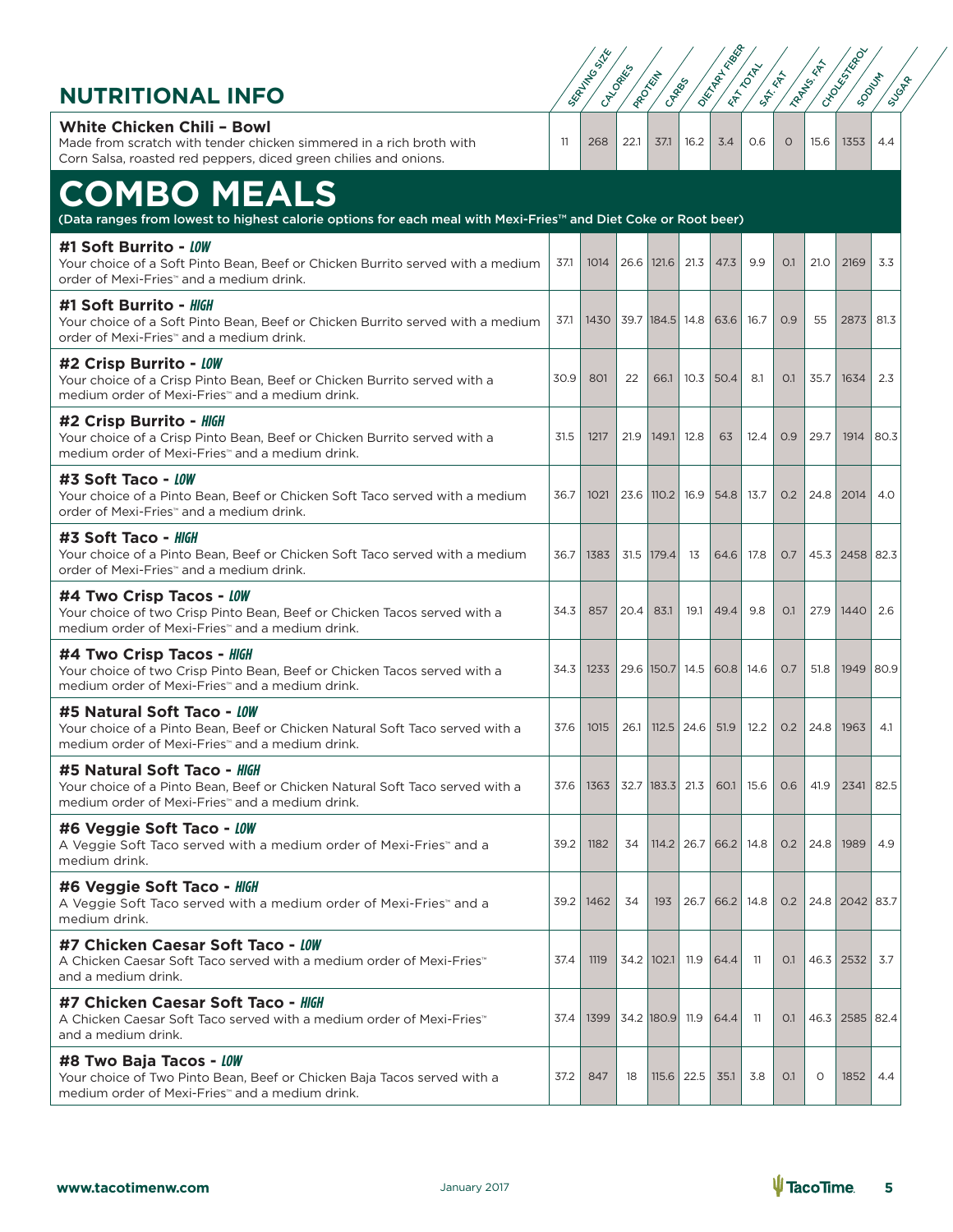## NUTRITIONAL INFO

| | Serving Size | Calories | Protein | Carbs | Dietary Fiber | Fat Total | Sat. Fat | Trans. Fat | Cholesterol | Sodium | Sugar |
|---|---|---|---|---|---|---|---|---|---|---|---|
| **White Chicken Chili – Bowl**<br>Made from scratch with tender chicken simmered in a rich broth with Corn Salsa, roasted red peppers, diced green chilies and onions. | 11 | 268 | 22.1 | 37.1 | 16.2 | 3.4 | 0.6 | 0 | 15.6 | 1353 | 4.4 |

# COMBO MEALS

(Data ranges from lowest to highest calorie options for each meal with Mexi-Fries™ and Diet Coke or Root beer)

| | Serving Size | Calories | Protein | Carbs | Dietary Fiber | Fat Total | Sat. Fat | Trans. Fat | Cholesterol | Sodium | Sugar |
|---|---|---|---|---|---|---|---|---|---|---|---|
| **#1 Soft Burrito - *LOW***<br>Your choice of a Soft Pinto Bean, Beef or Chicken Burrito served with a medium order of Mexi-Fries™ and a medium drink. | 37.1 | 1014 | 26.6 | 121.6 | 21.3 | 47.3 | 9.9 | 0.1 | 21.0 | 2169 | 3.3 |
| **#1 Soft Burrito - *HIGH***<br>Your choice of a Soft Pinto Bean, Beef or Chicken Burrito served with a medium order of Mexi-Fries™ and a medium drink. | 37.1 | 1430 | 39.7 | 184.5 | 14.8 | 63.6 | 16.7 | 0.9 | 55 | 2873 | 81.3 |
| **#2 Crisp Burrito - *LOW***<br>Your choice of a Crisp Pinto Bean, Beef or Chicken Burrito served with a medium order of Mexi-Fries™ and a medium drink. | 30.9 | 801 | 22 | 66.1 | 10.3 | 50.4 | 8.1 | 0.1 | 35.7 | 1634 | 2.3 |
| **#2 Crisp Burrito - *HIGH***<br>Your choice of a Crisp Pinto Bean, Beef or Chicken Burrito served with a medium order of Mexi-Fries™ and a medium drink. | 31.5 | 1217 | 21.9 | 149.1 | 12.8 | 63 | 12.4 | 0.9 | 29.7 | 1914 | 80.3 |
| **#3 Soft Taco - *LOW***<br>Your choice of a Pinto Bean, Beef or Chicken Soft Taco served with a medium order of Mexi-Fries™ and a medium drink. | 36.7 | 1021 | 23.6 | 110.2 | 16.9 | 54.8 | 13.7 | 0.2 | 24.8 | 2014 | 4.0 |
| **#3 Soft Taco - *HIGH***<br>Your choice of a Pinto Bean, Beef or Chicken Soft Taco served with a medium order of Mexi-Fries™ and a medium drink. | 36.7 | 1383 | 31.5 | 179.4 | 13 | 64.6 | 17.8 | 0.7 | 45.3 | 2458 | 82.3 |
| **#4 Two Crisp Tacos - *LOW***<br>Your choice of two Crisp Pinto Bean, Beef or Chicken Tacos served with a medium order of Mexi-Fries™ and a medium drink. | 34.3 | 857 | 20.4 | 83.1 | 19.1 | 49.4 | 9.8 | 0.1 | 27.9 | 1440 | 2.6 |
| **#4 Two Crisp Tacos - *HIGH***<br>Your choice of two Crisp Pinto Bean, Beef or Chicken Tacos served with a medium order of Mexi-Fries™ and a medium drink. | 34.3 | 1233 | 29.6 | 150.7 | 14.5 | 60.8 | 14.6 | 0.7 | 51.8 | 1949 | 80.9 |
| **#5 Natural Soft Taco - *LOW***<br>Your choice of a Pinto Bean, Beef or Chicken Natural Soft Taco served with a medium order of Mexi-Fries™ and a medium drink. | 37.6 | 1015 | 26.1 | 112.5 | 24.6 | 51.9 | 12.2 | 0.2 | 24.8 | 1963 | 4.1 |
| **#5 Natural Soft Taco - *HIGH***<br>Your choice of a Pinto Bean, Beef or Chicken Natural Soft Taco served with a medium order of Mexi-Fries™ and a medium drink. | 37.6 | 1363 | 32.7 | 183.3 | 21.3 | 60.1 | 15.6 | 0.6 | 41.9 | 2341 | 82.5 |
| **#6 Veggie Soft Taco - *LOW***<br>A Veggie Soft Taco served with a medium order of Mexi-Fries™ and a medium drink. | 39.2 | 1182 | 34 | 114.2 | 26.7 | 66.2 | 14.8 | 0.2 | 24.8 | 1989 | 4.9 |
| **#6 Veggie Soft Taco - *HIGH***<br>A Veggie Soft Taco served with a medium order of Mexi-Fries™ and a medium drink. | 39.2 | 1462 | 34 | 193 | 26.7 | 66.2 | 14.8 | 0.2 | 24.8 | 2042 | 83.7 |
| **#7 Chicken Caesar Soft Taco - *LOW***<br>A Chicken Caesar Soft Taco served with a medium order of Mexi-Fries™ and a medium drink. | 37.4 | 1119 | 34.2 | 102.1 | 11.9 | 64.4 | 11 | 0.1 | 46.3 | 2532 | 3.7 |
| **#7 Chicken Caesar Soft Taco - *HIGH***<br>A Chicken Caesar Soft Taco served with a medium order of Mexi-Fries™ and a medium drink. | 37.4 | 1399 | 34.2 | 180.9 | 11.9 | 64.4 | 11 | 0.1 | 46.3 | 2585 | 82.4 |
| **#8 Two Baja Tacos - *LOW***<br>Your choice of Two Pinto Bean, Beef or Chicken Baja Tacos served with a medium order of Mexi-Fries™ and a medium drink. | 37.2 | 847 | 18 | 115.6 | 22.5 | 35.1 | 3.8 | 0.1 | 0 | 1852 | 4.4 |

www.tacotimenw.com January 2017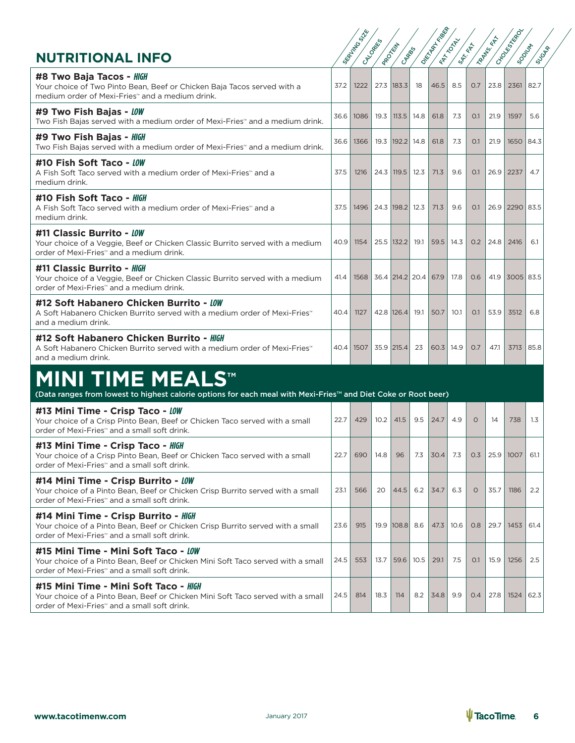## NUTRITIONAL INFO

| | Serving Size | Calories | Protein | Carbs | Dietary Fiber | Fat Total | Sat. Fat | Trans. Fat | Cholesterol | Sodium | Sugar |
|---|---|---|---|---|---|---|---|---|---|---|---|
| **#8 Two Baja Tacos - *HIGH***<br>Your choice of Two Pinto Bean, Beef or Chicken Baja Tacos served with a medium order of Mexi-Fries™ and a medium drink. | 37.2 | 1222 | 27.3 | 183.3 | 18 | 46.5 | 8.5 | 0.7 | 23.8 | 2361 | 82.7 |
| **#9 Two Fish Bajas - *LOW***<br>Two Fish Bajas served with a medium order of Mexi-Fries™ and a medium drink. | 36.6 | 1086 | 19.3 | 113.5 | 14.8 | 61.8 | 7.3 | 0.1 | 21.9 | 1597 | 5.6 |
| **#9 Two Fish Bajas - *HIGH***<br>Two Fish Bajas served with a medium order of Mexi-Fries™ and a medium drink. | 36.6 | 1366 | 19.3 | 192.2 | 14.8 | 61.8 | 7.3 | 0.1 | 21.9 | 1650 | 84.3 |
| **#10 Fish Soft Taco - *LOW***<br>A Fish Soft Taco served with a medium order of Mexi-Fries™ and a medium drink. | 37.5 | 1216 | 24.3 | 119.5 | 12.3 | 71.3 | 9.6 | 0.1 | 26.9 | 2237 | 4.7 |
| **#10 Fish Soft Taco - *HIGH***<br>A Fish Soft Taco served with a medium order of Mexi-Fries™ and a medium drink. | 37.5 | 1496 | 24.3 | 198.2 | 12.3 | 71.3 | 9.6 | 0.1 | 26.9 | 2290 | 83.5 |
| **#11 Classic Burrito - *LOW***<br>Your choice of a Veggie, Beef or Chicken Classic Burrito served with a medium order of Mexi-Fries™ and a medium drink. | 40.9 | 1154 | 25.5 | 132.2 | 19.1 | 59.5 | 14.3 | 0.2 | 24.8 | 2416 | 6.1 |
| **#11 Classic Burrito - *HIGH***<br>Your choice of a Veggie, Beef or Chicken Classic Burrito served with a medium order of Mexi-Fries™ and a medium drink. | 41.4 | 1568 | 36.4 | 214.2 | 20.4 | 67.9 | 17.8 | 0.6 | 41.9 | 3005 | 83.5 |
| **#12 Soft Habanero Chicken Burrito - *LOW***<br>A Soft Habanero Chicken Burrito served with a medium order of Mexi-Fries™ and a medium drink. | 40.4 | 1127 | 42.8 | 126.4 | 19.1 | 50.7 | 10.1 | 0.1 | 53.9 | 3512 | 6.8 |
| **#12 Soft Habanero Chicken Burrito - *HIGH***<br>A Soft Habanero Chicken Burrito served with a medium order of Mexi-Fries™ and a medium drink. | 40.4 | 1507 | 35.9 | 215.4 | 23 | 60.3 | 14.9 | 0.7 | 47.1 | 3713 | 85.8 |

## MINI TIME MEALS™

(Data ranges from lowest to highest calorie options for each meal with Mexi-Fries™ and Diet Coke or Root beer)

| | Serving Size | Calories | Protein | Carbs | Dietary Fiber | Fat Total | Sat. Fat | Trans. Fat | Cholesterol | Sodium | Sugar |
|---|---|---|---|---|---|---|---|---|---|---|---|
| **#13 Mini Time - Crisp Taco - *LOW***<br>Your choice of a Crisp Pinto Bean, Beef or Chicken Taco served with a small order of Mexi-Fries™ and a small soft drink. | 22.7 | 429 | 10.2 | 41.5 | 9.5 | 24.7 | 4.9 | 0 | 14 | 738 | 1.3 |
| **#13 Mini Time - Crisp Taco - *HIGH***<br>Your choice of a Crisp Pinto Bean, Beef or Chicken Taco served with a small order of Mexi-Fries™ and a small soft drink. | 22.7 | 690 | 14.8 | 96 | 7.3 | 30.4 | 7.3 | 0.3 | 25.9 | 1007 | 61.1 |
| **#14 Mini Time - Crisp Burrito - *LOW***<br>Your choice of a Pinto Bean, Beef or Chicken Crisp Burrito served with a small order of Mexi-Fries™ and a small soft drink. | 23.1 | 566 | 20 | 44.5 | 6.2 | 34.7 | 6.3 | 0 | 35.7 | 1186 | 2.2 |
| **#14 Mini Time - Crisp Burrito - *HIGH***<br>Your choice of a Pinto Bean, Beef or Chicken Crisp Burrito served with a small order of Mexi-Fries™ and a small soft drink. | 23.6 | 915 | 19.9 | 108.8 | 8.6 | 47.3 | 10.6 | 0.8 | 29.7 | 1453 | 61.4 |
| **#15 Mini Time - Mini Soft Taco - *LOW***<br>Your choice of a Pinto Bean, Beef or Chicken Mini Soft Taco served with a small order of Mexi-Fries™ and a small soft drink. | 24.5 | 553 | 13.7 | 59.6 | 10.5 | 29.1 | 7.5 | 0.1 | 15.9 | 1256 | 2.5 |
| **#15 Mini Time - Mini Soft Taco - *HIGH***<br>Your choice of a Pinto Bean, Beef or Chicken Mini Soft Taco served with a small order of Mexi-Fries™ and a small soft drink. | 24.5 | 814 | 18.3 | 114 | 8.2 | 34.8 | 9.9 | 0.4 | 27.8 | 1524 | 62.3 |

www.tacotimenw.com January 2017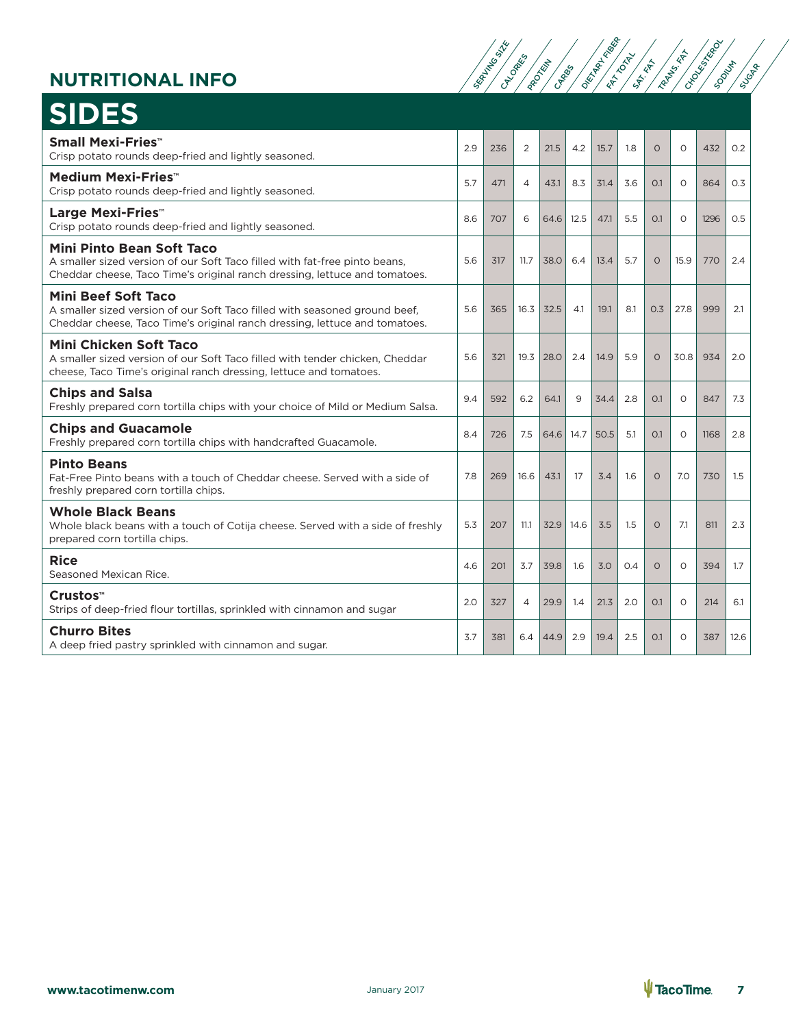## NUTRITIONAL INFO

# SIDES

| Item | Serving Size | Calories | Protein | Carbs | Dietary Fiber | Fat Total | Sat. Fat | Trans. Fat | Cholesterol | Sodium | Sugar |
|---|---|---|---|---|---|---|---|---|---|---|---|
| **Small Mexi-Fries™**<br>Crisp potato rounds deep-fried and lightly seasoned. | 2.9 | 236 | 2 | 21.5 | 4.2 | 15.7 | 1.8 | 0 | 0 | 432 | 0.2 |
| **Medium Mexi-Fries™**<br>Crisp potato rounds deep-fried and lightly seasoned. | 5.7 | 471 | 4 | 43.1 | 8.3 | 31.4 | 3.6 | 0.1 | 0 | 864 | 0.3 |
| **Large Mexi-Fries™**<br>Crisp potato rounds deep-fried and lightly seasoned. | 8.6 | 707 | 6 | 64.6 | 12.5 | 47.1 | 5.5 | 0.1 | 0 | 1296 | 0.5 |
| **Mini Pinto Bean Soft Taco**<br>A smaller sized version of our Soft Taco filled with fat-free pinto beans, Cheddar cheese, Taco Time's original ranch dressing, lettuce and tomatoes. | 5.6 | 317 | 11.7 | 38.0 | 6.4 | 13.4 | 5.7 | 0 | 15.9 | 770 | 2.4 |
| **Mini Beef Soft Taco**<br>A smaller sized version of our Soft Taco filled with seasoned ground beef, Cheddar cheese, Taco Time's original ranch dressing, lettuce and tomatoes. | 5.6 | 365 | 16.3 | 32.5 | 4.1 | 19.1 | 8.1 | 0.3 | 27.8 | 999 | 2.1 |
| **Mini Chicken Soft Taco**<br>A smaller sized version of our Soft Taco filled with tender chicken, Cheddar cheese, Taco Time's original ranch dressing, lettuce and tomatoes. | 5.6 | 321 | 19.3 | 28.0 | 2.4 | 14.9 | 5.9 | 0 | 30.8 | 934 | 2.0 |
| **Chips and Salsa**<br>Freshly prepared corn tortilla chips with your choice of Mild or Medium Salsa. | 9.4 | 592 | 6.2 | 64.1 | 9 | 34.4 | 2.8 | 0.1 | 0 | 847 | 7.3 |
| **Chips and Guacamole**<br>Freshly prepared corn tortilla chips with handcrafted Guacamole. | 8.4 | 726 | 7.5 | 64.6 | 14.7 | 50.5 | 5.1 | 0.1 | 0 | 1168 | 2.8 |
| **Pinto Beans**<br>Fat-Free Pinto beans with a touch of Cheddar cheese. Served with a side of freshly prepared corn tortilla chips. | 7.8 | 269 | 16.6 | 43.1 | 17 | 3.4 | 1.6 | 0 | 7.0 | 730 | 1.5 |
| **Whole Black Beans**<br>Whole black beans with a touch of Cotija cheese. Served with a side of freshly prepared corn tortilla chips. | 5.3 | 207 | 11.1 | 32.9 | 14.6 | 3.5 | 1.5 | 0 | 7.1 | 811 | 2.3 |
| **Rice**<br>Seasoned Mexican Rice. | 4.6 | 201 | 3.7 | 39.8 | 1.6 | 3.0 | 0.4 | 0 | 0 | 394 | 1.7 |
| **Crustos™**<br>Strips of deep-fried flour tortillas, sprinkled with cinnamon and sugar | 2.0 | 327 | 4 | 29.9 | 1.4 | 21.3 | 2.0 | 0.1 | 0 | 214 | 6.1 |
| **Churro Bites**<br>A deep fried pastry sprinkled with cinnamon and sugar. | 3.7 | 381 | 6.4 | 44.9 | 2.9 | 19.4 | 2.5 | 0.1 | 0 | 387 | 12.6 |

www.tacotimenw.com January 2017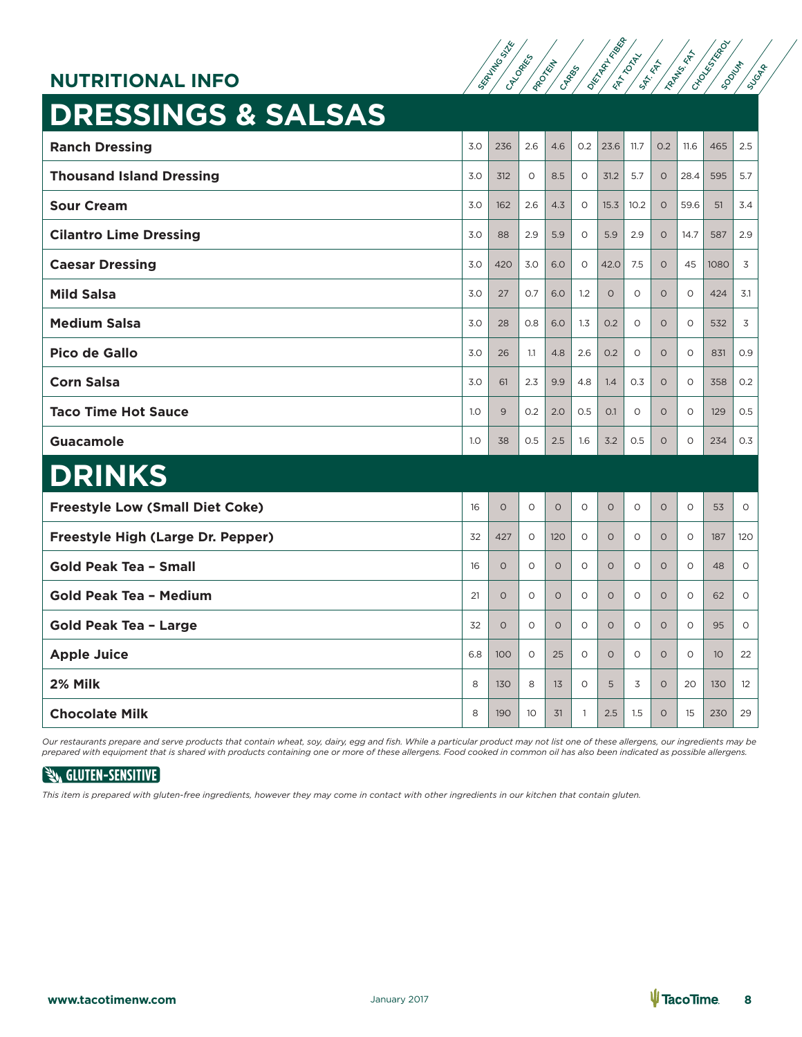## NUTRITIONAL INFO

# DRESSINGS & SALSAS

| | SERVING SIZE | CALORIES | PROTEIN | CARBS | DIETARY FIBER | FAT TOTAL | SAT. FAT | TRANS. FAT | CHOLESTEROL | SODIUM | SUGAR |
|---|---|---|---|---|---|---|---|---|---|---|---|
| **Ranch Dressing** | 3.0 | 236 | 2.6 | 4.6 | 0.2 | 23.6 | 11.7 | 0.2 | 11.6 | 465 | 2.5 |
| **Thousand Island Dressing** | 3.0 | 312 | 0 | 8.5 | 0 | 31.2 | 5.7 | 0 | 28.4 | 595 | 5.7 |
| **Sour Cream** | 3.0 | 162 | 2.6 | 4.3 | 0 | 15.3 | 10.2 | 0 | 59.6 | 51 | 3.4 |
| **Cilantro Lime Dressing** | 3.0 | 88 | 2.9 | 5.9 | 0 | 5.9 | 2.9 | 0 | 14.7 | 587 | 2.9 |
| **Caesar Dressing** | 3.0 | 420 | 3.0 | 6.0 | 0 | 42.0 | 7.5 | 0 | 45 | 1080 | 3 |
| **Mild Salsa** | 3.0 | 27 | 0.7 | 6.0 | 1.2 | 0 | 0 | 0 | 0 | 424 | 3.1 |
| **Medium Salsa** | 3.0 | 28 | 0.8 | 6.0 | 1.3 | 0.2 | 0 | 0 | 0 | 532 | 3 |
| **Pico de Gallo** | 3.0 | 26 | 1.1 | 4.8 | 2.6 | 0.2 | 0 | 0 | 0 | 831 | 0.9 |
| **Corn Salsa** | 3.0 | 61 | 2.3 | 9.9 | 4.8 | 1.4 | 0.3 | 0 | 0 | 358 | 0.2 |
| **Taco Time Hot Sauce** | 1.0 | 9 | 0.2 | 2.0 | 0.5 | 0.1 | 0 | 0 | 0 | 129 | 0.5 |
| **Guacamole** | 1.0 | 38 | 0.5 | 2.5 | 1.6 | 3.2 | 0.5 | 0 | 0 | 234 | 0.3 |

# DRINKS

| | SERVING SIZE | CALORIES | PROTEIN | CARBS | DIETARY FIBER | FAT TOTAL | SAT. FAT | TRANS. FAT | CHOLESTEROL | SODIUM | SUGAR |
|---|---|---|---|---|---|---|---|---|---|---|---|
| **Freestyle Low (Small Diet Coke)** | 16 | 0 | 0 | 0 | 0 | 0 | 0 | 0 | 0 | 53 | 0 |
| **Freestyle High (Large Dr. Pepper)** | 32 | 427 | 0 | 120 | 0 | 0 | 0 | 0 | 0 | 187 | 120 |
| **Gold Peak Tea – Small** | 16 | 0 | 0 | 0 | 0 | 0 | 0 | 0 | 0 | 48 | 0 |
| **Gold Peak Tea – Medium** | 21 | 0 | 0 | 0 | 0 | 0 | 0 | 0 | 0 | 62 | 0 |
| **Gold Peak Tea – Large** | 32 | 0 | 0 | 0 | 0 | 0 | 0 | 0 | 0 | 95 | 0 |
| **Apple Juice** | 6.8 | 100 | 0 | 25 | 0 | 0 | 0 | 0 | 0 | 10 | 22 |
| **2% Milk** | 8 | 130 | 8 | 13 | 0 | 5 | 3 | 0 | 20 | 130 | 12 |
| **Chocolate Milk** | 8 | 190 | 10 | 31 | 1 | 2.5 | 1.5 | 0 | 15 | 230 | 29 |

*Our restaurants prepare and serve products that contain wheat, soy, dairy, egg and fish. While a particular product may not list one of these allergens, our ingredients may be prepared with equipment that is shared with products containing one or more of these allergens. Food cooked in common oil has also been indicated as possible allergens.*

**GLUTEN-SENSITIVE**

*This item is prepared with gluten-free ingredients, however they may come in contact with other ingredients in our kitchen that contain gluten.*

www.tacotimenw.com January 2017 TacoTime